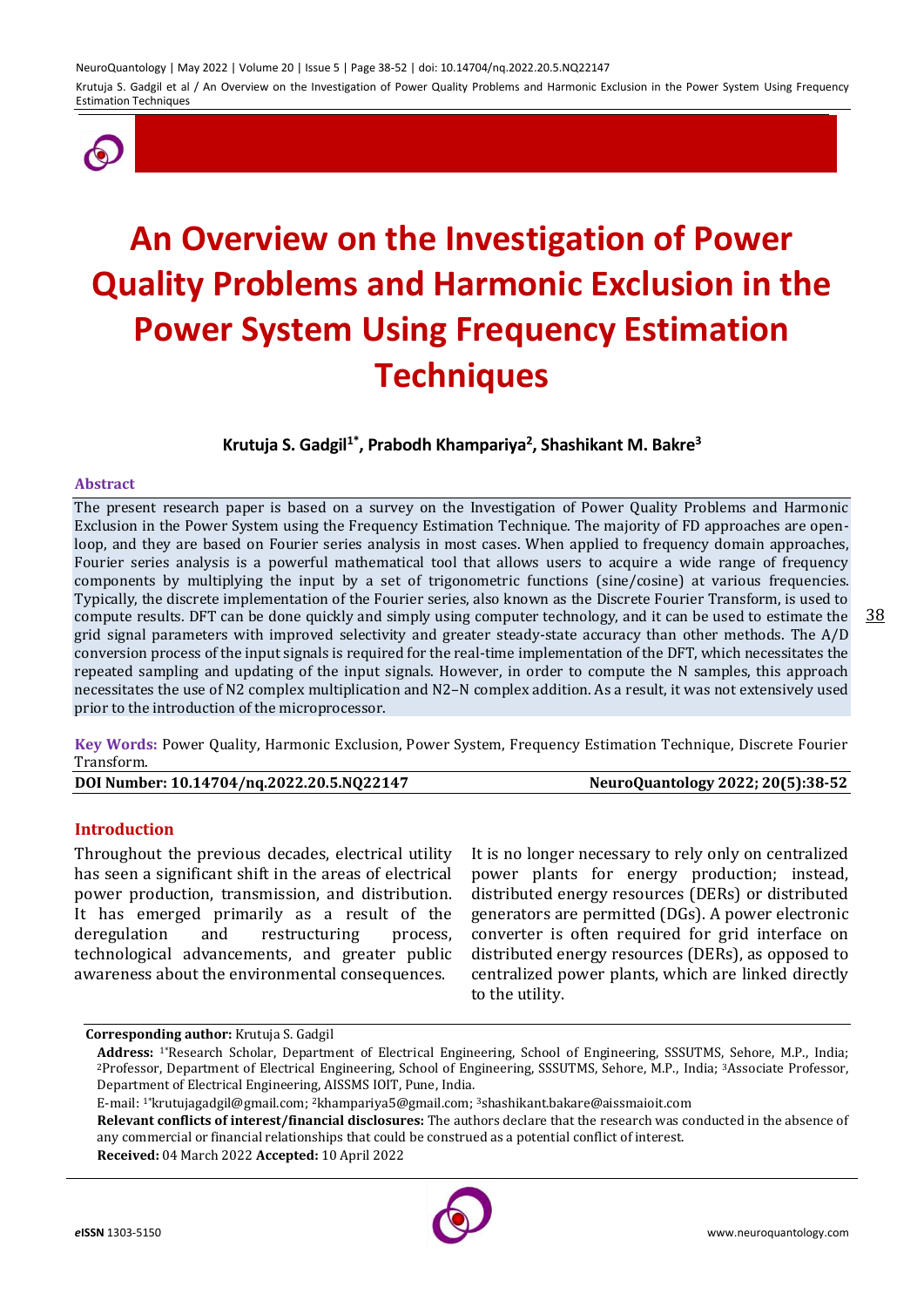# An Overview on the Investigation of Power Quality Problems and Harmonic Exclusion in the Power System Using Frequency Estimation Techniques

**Krutuja S. Gadgil[1*], Prabodh Khampariya[2], Shashikant M. Bakre[3]**

### Abstract

The present research paper is based on a survey on the Investigation of Power Quality Problems and Harmonic Exclusion in the Power System using the Frequency Estimation Technique. The majority of FD approaches are open-loop, and they are based on Fourier series analysis in most cases. When applied to frequency domain approaches, Fourier series analysis is a powerful mathematical tool that allows users to acquire a wide range of frequency components by multiplying the input by a set of trigonometric functions (sine/cosine) at various frequencies. Typically, the discrete implementation of the Fourier series, also known as the Discrete Fourier Transform, is used to compute results. DFT can be done quickly and simply using computer technology, and it can be used to estimate the grid signal parameters with improved selectivity and greater steady-state accuracy than other methods. The A/D conversion process of the input signals is required for the real-time implementation of the DFT, which necessitates the repeated sampling and updating of the input signals. However, in order to compute the N samples, this approach necessitates the use of N2 complex multiplication and N2–N complex addition. As a result, it was not extensively used prior to the introduction of the microprocessor.

**Key Words:** Power Quality, Harmonic Exclusion, Power System, Frequency Estimation Technique, Discrete Fourier Transform.

**DOI Number: 10.14704/nq.2022.20.5.NQ22147** **NeuroQuantology 2022; 20(5):38-52**

### Introduction

Throughout the previous decades, electrical utility has seen a significant shift in the areas of electrical power production, transmission, and distribution. It has emerged primarily as a result of the deregulation and restructuring process, technological advancements, and greater public awareness about the environmental consequences.

It is no longer necessary to rely only on centralized power plants for energy production; instead, distributed energy resources (DERs) or distributed generators are permitted (DGs). A power electronic converter is often required for grid interface on distributed energy resources (DERs), as opposed to centralized power plants, which are linked directly to the utility.

---

**Corresponding author:** Krutuja S. Gadgil

**Address:** [1*]Research Scholar, Department of Electrical Engineering, School of Engineering, SSSUTMS, Sehore, M.P., India; [2]Professor, Department of Electrical Engineering, School of Engineering, SSSUTMS, Sehore, M.P., India; [3]Associate Professor, Department of Electrical Engineering, AISSMS IOIT, Pune, India.

E-mail: [1*]krutujagadgil@gmail.com; [2]khampariya5@gmail.com; [3]shashikant.bakare@aissmaioit.com

**Relevant conflicts of interest/financial disclosures:** The authors declare that the research was conducted in the absence of any commercial or financial relationships that could be construed as a potential conflict of interest.

**Received:** 04 March 2022 **Accepted:** 10 April 2022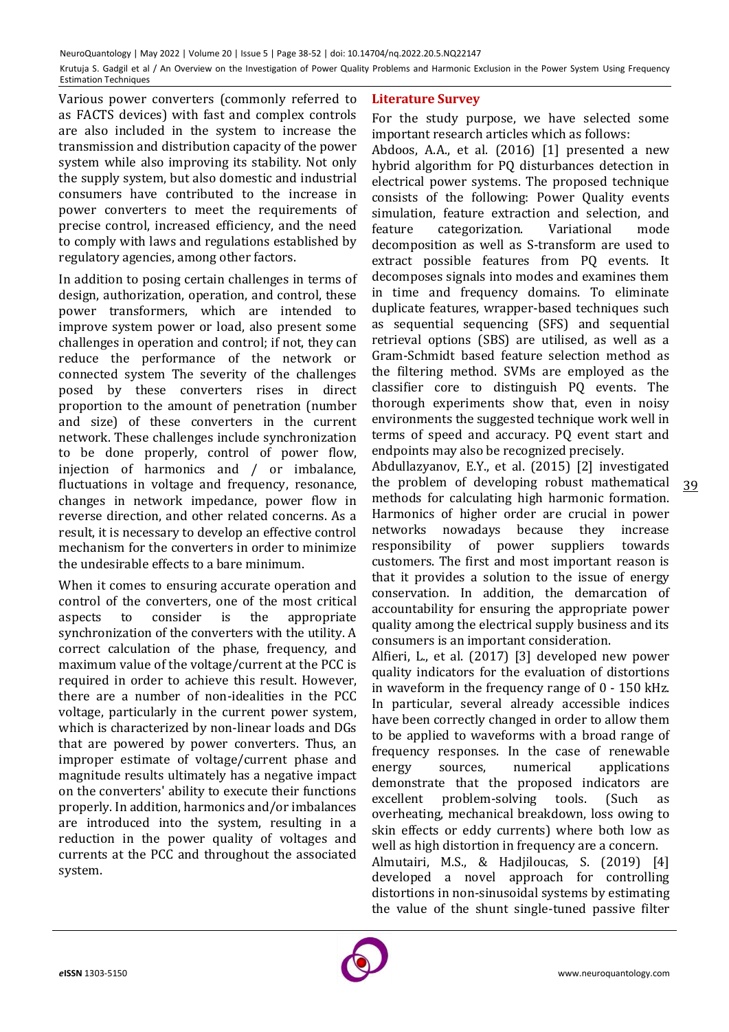Various power converters (commonly referred to as FACTS devices) with fast and complex controls are also included in the system to increase the transmission and distribution capacity of the power system while also improving its stability. Not only the supply system, but also domestic and industrial consumers have contributed to the increase in power converters to meet the requirements of precise control, increased efficiency, and the need to comply with laws and regulations established by regulatory agencies, among other factors.

In addition to posing certain challenges in terms of design, authorization, operation, and control, these power transformers, which are intended to improve system power or load, also present some challenges in operation and control; if not, they can reduce the performance of the network or connected system The severity of the challenges posed by these converters rises in direct proportion to the amount of penetration (number and size) of these converters in the current network. These challenges include synchronization to be done properly, control of power flow, injection of harmonics and / or imbalance, fluctuations in voltage and frequency, resonance, changes in network impedance, power flow in reverse direction, and other related concerns. As a result, it is necessary to develop an effective control mechanism for the converters in order to minimize the undesirable effects to a bare minimum.

When it comes to ensuring accurate operation and control of the converters, one of the most critical aspects to consider is the appropriate synchronization of the converters with the utility. A correct calculation of the phase, frequency, and maximum value of the voltage/current at the PCC is required in order to achieve this result. However, there are a number of non-idealities in the PCC voltage, particularly in the current power system, which is characterized by non-linear loads and DGs that are powered by power converters. Thus, an improper estimate of voltage/current phase and magnitude results ultimately has a negative impact on the converters' ability to execute their functions properly. In addition, harmonics and/or imbalances are introduced into the system, resulting in a reduction in the power quality of voltages and currents at the PCC and throughout the associated system.

## Literature Survey

For the study purpose, we have selected some important research articles which as follows:

Abdoos, A.A., et al. (2016) [1] presented a new hybrid algorithm for PQ disturbances detection in electrical power systems. The proposed technique consists of the following: Power Quality events simulation, feature extraction and selection, and feature categorization. Variational mode decomposition as well as S-transform are used to extract possible features from PQ events. It decomposes signals into modes and examines them in time and frequency domains. To eliminate duplicate features, wrapper-based techniques such as sequential sequencing (SFS) and sequential retrieval options (SBS) are utilised, as well as a Gram-Schmidt based feature selection method as the filtering method. SVMs are employed as the classifier core to distinguish PQ events. The thorough experiments show that, even in noisy environments the suggested technique work well in terms of speed and accuracy. PQ event start and endpoints may also be recognized precisely.

Abdullazyanov, E.Y., et al. (2015) [2] investigated the problem of developing robust mathematical methods for calculating high harmonic formation. Harmonics of higher order are crucial in power networks nowadays because they increase responsibility of power suppliers towards customers. The first and most important reason is that it provides a solution to the issue of energy conservation. In addition, the demarcation of accountability for ensuring the appropriate power quality among the electrical supply business and its consumers is an important consideration.

Alfieri, L., et al. (2017) [3] developed new power quality indicators for the evaluation of distortions in waveform in the frequency range of 0 - 150 kHz. In particular, several already accessible indices have been correctly changed in order to allow them to be applied to waveforms with a broad range of frequency responses. In the case of renewable energy sources, numerical applications demonstrate that the proposed indicators are excellent problem-solving tools. (Such as overheating, mechanical breakdown, loss owing to skin effects or eddy currents) where both low as well as high distortion in frequency are a concern.

Almutairi, M.S., & Hadjiloucas, S. (2019) [4] developed a novel approach for controlling distortions in non-sinusoidal systems by estimating the value of the shunt single-tuned passive filter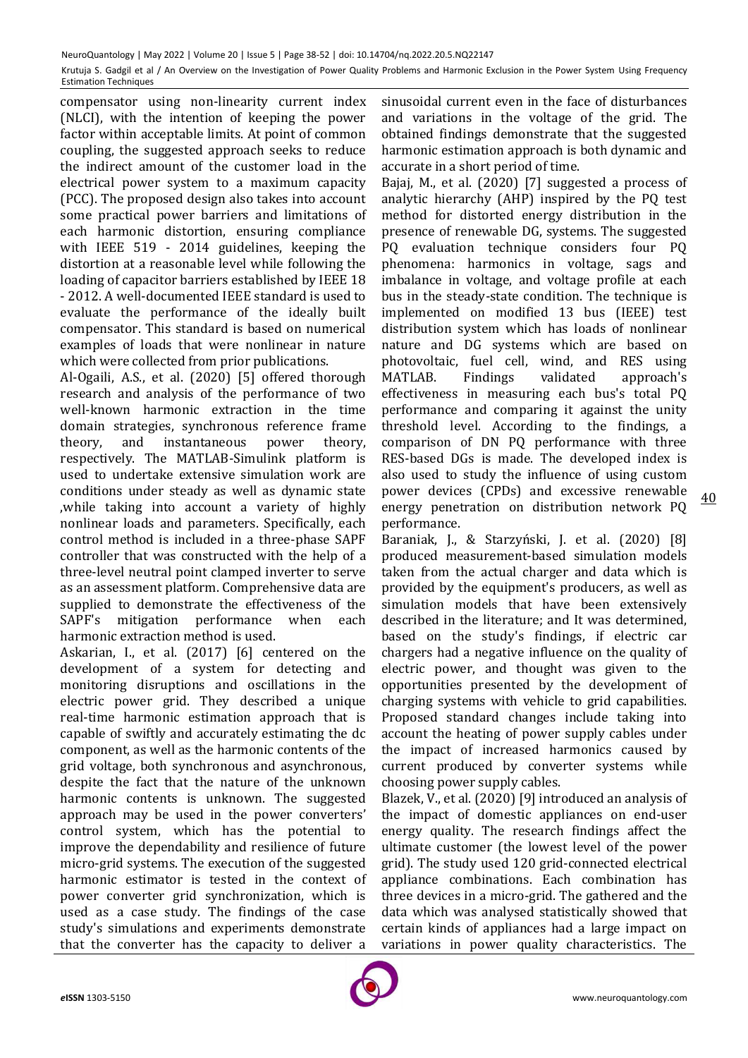compensator using non-linearity current index (NLCI), with the intention of keeping the power factor within acceptable limits. At point of common coupling, the suggested approach seeks to reduce the indirect amount of the customer load in the electrical power system to a maximum capacity (PCC). The proposed design also takes into account some practical power barriers and limitations of each harmonic distortion, ensuring compliance with IEEE 519 - 2014 guidelines, keeping the distortion at a reasonable level while following the loading of capacitor barriers established by IEEE 18 - 2012. A well-documented IEEE standard is used to evaluate the performance of the ideally built compensator. This standard is based on numerical examples of loads that were nonlinear in nature which were collected from prior publications.

Al-Ogaili, A.S., et al. (2020) [5] offered thorough research and analysis of the performance of two well-known harmonic extraction in the time domain strategies, synchronous reference frame theory, and instantaneous power theory, respectively. The MATLAB-Simulink platform is used to undertake extensive simulation work are conditions under steady as well as dynamic state ,while taking into account a variety of highly nonlinear loads and parameters. Specifically, each control method is included in a three-phase SAPF controller that was constructed with the help of a three-level neutral point clamped inverter to serve as an assessment platform. Comprehensive data are supplied to demonstrate the effectiveness of the SAPF's mitigation performance when each harmonic extraction method is used.

Askarian, I., et al. (2017) [6] centered on the development of a system for detecting and monitoring disruptions and oscillations in the electric power grid. They described a unique real-time harmonic estimation approach that is capable of swiftly and accurately estimating the dc component, as well as the harmonic contents of the grid voltage, both synchronous and asynchronous, despite the fact that the nature of the unknown harmonic contents is unknown. The suggested approach may be used in the power converters' control system, which has the potential to improve the dependability and resilience of future micro-grid systems. The execution of the suggested harmonic estimator is tested in the context of power converter grid synchronization, which is used as a case study. The findings of the case study's simulations and experiments demonstrate that the converter has the capacity to deliver a sinusoidal current even in the face of disturbances and variations in the voltage of the grid. The obtained findings demonstrate that the suggested harmonic estimation approach is both dynamic and accurate in a short period of time.

Bajaj, M., et al. (2020) [7] suggested a process of analytic hierarchy (AHP) inspired by the PQ test method for distorted energy distribution in the presence of renewable DG, systems. The suggested PQ evaluation technique considers four PQ phenomena: harmonics in voltage, sags and imbalance in voltage, and voltage profile at each bus in the steady-state condition. The technique is implemented on modified 13 bus (IEEE) test distribution system which has loads of nonlinear nature and DG systems which are based on photovoltaic, fuel cell, wind, and RES using MATLAB. Findings validated approach's effectiveness in measuring each bus's total PQ performance and comparing it against the unity threshold level. According to the findings, a comparison of DN PQ performance with three RES-based DGs is made. The developed index is also used to study the influence of using custom power devices (CPDs) and excessive renewable energy penetration on distribution network PQ performance.

Baraniak, J., & Starzyński, J. et al. (2020) [8] produced measurement-based simulation models taken from the actual charger and data which is provided by the equipment's producers, as well as simulation models that have been extensively described in the literature; and It was determined, based on the study's findings, if electric car chargers had a negative influence on the quality of electric power, and thought was given to the opportunities presented by the development of charging systems with vehicle to grid capabilities. Proposed standard changes include taking into account the heating of power supply cables under the impact of increased harmonics caused by current produced by converter systems while choosing power supply cables.

Blazek, V., et al. (2020) [9] introduced an analysis of the impact of domestic appliances on end-user energy quality. The research findings affect the ultimate customer (the lowest level of the power grid). The study used 120 grid-connected electrical appliance combinations. Each combination has three devices in a micro-grid. The gathered and the data which was analysed statistically showed that certain kinds of appliances had a large impact on variations in power quality characteristics. The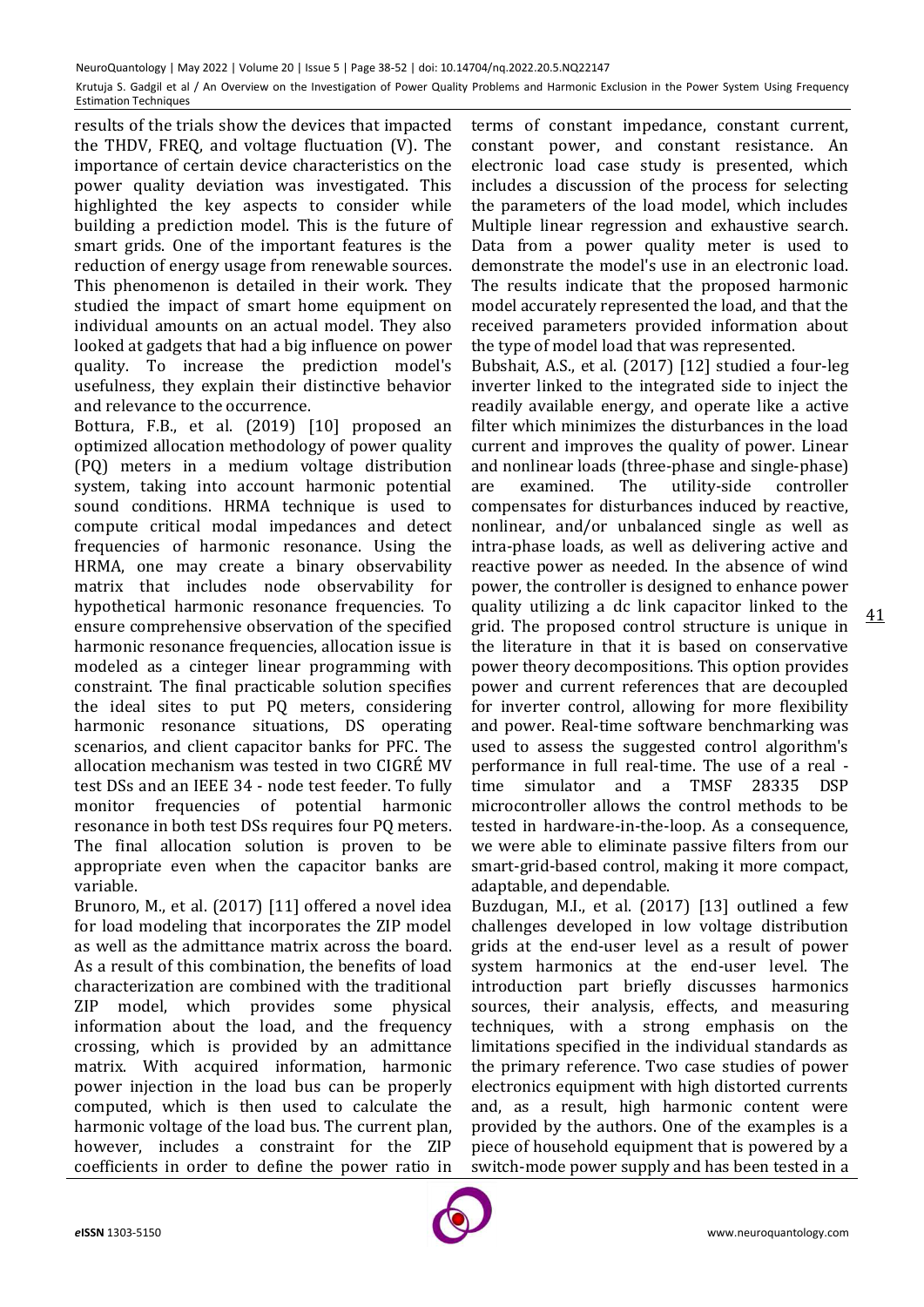results of the trials show the devices that impacted the THDV, FREQ, and voltage fluctuation (V). The importance of certain device characteristics on the power quality deviation was investigated. This highlighted the key aspects to consider while building a prediction model. This is the future of smart grids. One of the important features is the reduction of energy usage from renewable sources. This phenomenon is detailed in their work. They studied the impact of smart home equipment on individual amounts on an actual model. They also looked at gadgets that had a big influence on power quality. To increase the prediction model's usefulness, they explain their distinctive behavior and relevance to the occurrence.

Bottura, F.B., et al. (2019) [10] proposed an optimized allocation methodology of power quality (PQ) meters in a medium voltage distribution system, taking into account harmonic potential sound conditions. HRMA technique is used to compute critical modal impedances and detect frequencies of harmonic resonance. Using the HRMA, one may create a binary observability matrix that includes node observability for hypothetical harmonic resonance frequencies. To ensure comprehensive observation of the specified harmonic resonance frequencies, allocation issue is modeled as a cinteger linear programming with constraint. The final practicable solution specifies the ideal sites to put PQ meters, considering harmonic resonance situations, DS operating scenarios, and client capacitor banks for PFC. The allocation mechanism was tested in two CIGRÉ MV test DSs and an IEEE 34 - node test feeder. To fully monitor frequencies of potential harmonic resonance in both test DSs requires four PQ meters. The final allocation solution is proven to be appropriate even when the capacitor banks are variable.

Brunoro, M., et al. (2017) [11] offered a novel idea for load modeling that incorporates the ZIP model as well as the admittance matrix across the board. As a result of this combination, the benefits of load characterization are combined with the traditional ZIP model, which provides some physical information about the load, and the frequency crossing, which is provided by an admittance matrix. With acquired information, harmonic power injection in the load bus can be properly computed, which is then used to calculate the harmonic voltage of the load bus. The current plan, however, includes a constraint for the ZIP coefficients in order to define the power ratio in terms of constant impedance, constant current, constant power, and constant resistance. An electronic load case study is presented, which includes a discussion of the process for selecting the parameters of the load model, which includes Multiple linear regression and exhaustive search. Data from a power quality meter is used to demonstrate the model's use in an electronic load. The results indicate that the proposed harmonic model accurately represented the load, and that the received parameters provided information about the type of model load that was represented.

Bubshait, A.S., et al. (2017) [12] studied a four-leg inverter linked to the integrated side to inject the readily available energy, and operate like a active filter which minimizes the disturbances in the load current and improves the quality of power. Linear and nonlinear loads (three-phase and single-phase) are examined. The utility-side controller compensates for disturbances induced by reactive, nonlinear, and/or unbalanced single as well as intra-phase loads, as well as delivering active and reactive power as needed. In the absence of wind power, the controller is designed to enhance power quality utilizing a dc link capacitor linked to the grid. The proposed control structure is unique in the literature in that it is based on conservative power theory decompositions. This option provides power and current references that are decoupled for inverter control, allowing for more flexibility and power. Real-time software benchmarking was used to assess the suggested control algorithm's performance in full real-time. The use of a real - time simulator and a TMSF 28335 DSP microcontroller allows the control methods to be tested in hardware-in-the-loop. As a consequence, we were able to eliminate passive filters from our smart-grid-based control, making it more compact, adaptable, and dependable.

Buzdugan, M.I., et al. (2017) [13] outlined a few challenges developed in low voltage distribution grids at the end-user level as a result of power system harmonics at the end-user level. The introduction part briefly discusses harmonics sources, their analysis, effects, and measuring techniques, with a strong emphasis on the limitations specified in the individual standards as the primary reference. Two case studies of power electronics equipment with high distorted currents and, as a result, high harmonic content were provided by the authors. One of the examples is a piece of household equipment that is powered by a switch-mode power supply and has been tested in a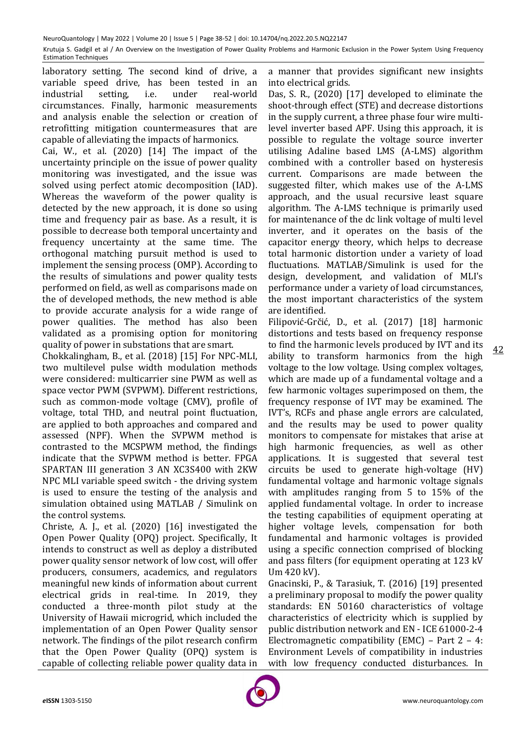laboratory setting. The second kind of drive, a variable speed drive, has been tested in an industrial setting, i.e. under real-world circumstances. Finally, harmonic measurements and analysis enable the selection or creation of retrofitting mitigation countermeasures that are capable of alleviating the impacts of harmonics.

Cai, W., et al. (2020) [14] The impact of the uncertainty principle on the issue of power quality monitoring was investigated, and the issue was solved using perfect atomic decomposition (IAD). Whereas the waveform of the power quality is detected by the new approach, it is done so using time and frequency pair as base. As a result, it is possible to decrease both temporal uncertainty and frequency uncertainty at the same time. The orthogonal matching pursuit method is used to implement the sensing process (OMP). According to the results of simulations and power quality tests performed on field, as well as comparisons made on the of developed methods, the new method is able to provide accurate analysis for a wide range of power qualities. The method has also been validated as a promising option for monitoring quality of power in substations that are smart.

Chokkalingham, B., et al. (2018) [15] For NPC-MLI, two multilevel pulse width modulation methods were considered: multicarrier sine PWM as well as space vector PWM (SVPWM). Different restrictions, such as common-mode voltage (CMV), profile of voltage, total THD, and neutral point fluctuation, are applied to both approaches and compared and assessed (NPF). When the SVPWM method is contrasted to the MCSPWM method, the findings indicate that the SVPWM method is better. FPGA SPARTAN III generation 3 AN XC3S400 with 2KW NPC MLI variable speed switch - the driving system is used to ensure the testing of the analysis and simulation obtained using MATLAB / Simulink on the control systems.

Christe, A. J., et al. (2020) [16] investigated the Open Power Quality (OPQ) project. Specifically, It intends to construct as well as deploy a distributed power quality sensor network of low cost, will offer producers, consumers, academics, and regulators meaningful new kinds of information about current electrical grids in real-time. In 2019, they conducted a three-month pilot study at the University of Hawaii microgrid, which included the implementation of an Open Power Quality sensor network. The findings of the pilot research confirm that the Open Power Quality (OPQ) system is capable of collecting reliable power quality data in a manner that provides significant new insights into electrical grids.

Das, S. R., (2020) [17] developed to eliminate the shoot-through effect (STE) and decrease distortions in the supply current, a three phase four wire multi-level inverter based APF. Using this approach, it is possible to regulate the voltage source inverter utilising Adaline based LMS (A-LMS) algorithm combined with a controller based on hysteresis current. Comparisons are made between the suggested filter, which makes use of the A-LMS approach, and the usual recursive least square algorithm. The A-LMS technique is primarily used for maintenance of the dc link voltage of multi level inverter, and it operates on the basis of the capacitor energy theory, which helps to decrease total harmonic distortion under a variety of load fluctuations. MATLAB/Simulink is used for the design, development, and validation of MLI's performance under a variety of load circumstances, the most important characteristics of the system are identified.

Filipović-Grčić, D., et al. (2017) [18] harmonic distortions and tests based on frequency response to find the harmonic levels produced by IVT and its ability to transform harmonics from the high voltage to the low voltage. Using complex voltages, which are made up of a fundamental voltage and a few harmonic voltages superimposed on them, the frequency response of IVT may be examined. The IVT's, RCFs and phase angle errors are calculated, and the results may be used to power quality monitors to compensate for mistakes that arise at high harmonic frequencies, as well as other applications. It is suggested that several test circuits be used to generate high-voltage (HV) fundamental voltage and harmonic voltage signals with amplitudes ranging from 5 to 15% of the applied fundamental voltage. In order to increase the testing capabilities of equipment operating at higher voltage levels, compensation for both fundamental and harmonic voltages is provided using a specific connection comprised of blocking and pass filters (for equipment operating at 123 kV Um 420 kV).

Gnacinski, P., & Tarasiuk, T. (2016) [19] presented a preliminary proposal to modify the power quality standards: EN 50160 characteristics of voltage characteristics of electricity which is supplied by public distribution network and EN - ICE 61000-2-4 Electromagnetic compatibility (EMC) – Part 2 – 4: Environment Levels of compatibility in industries with low frequency conducted disturbances. In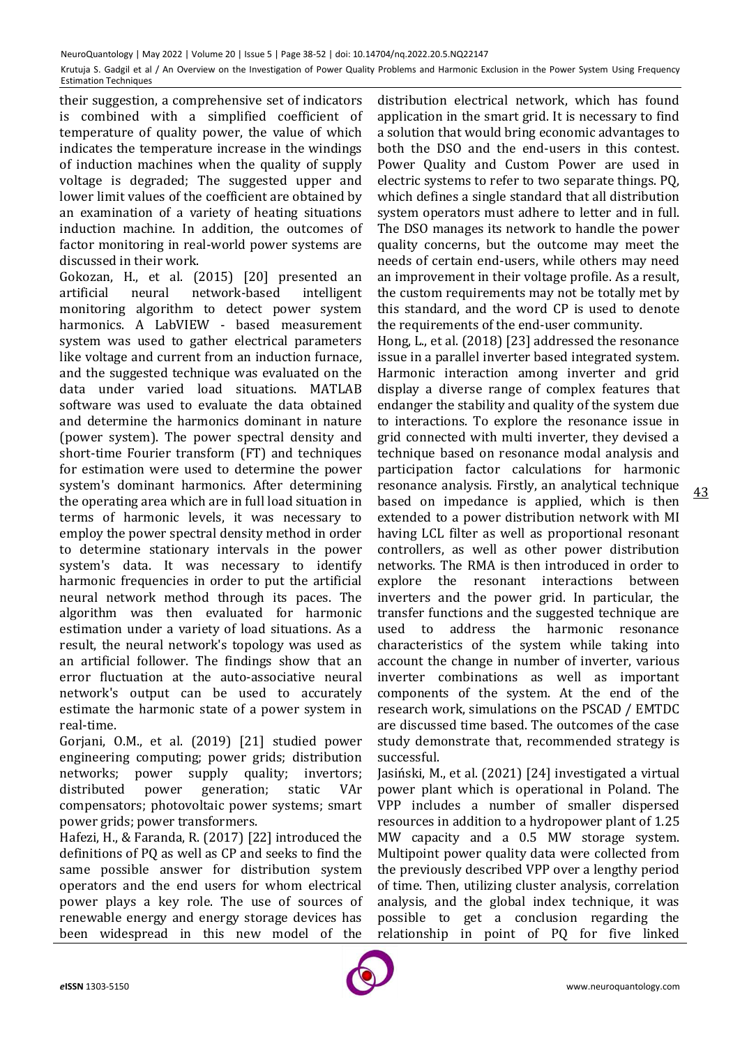their suggestion, a comprehensive set of indicators is combined with a simplified coefficient of temperature of quality power, the value of which indicates the temperature increase in the windings of induction machines when the quality of supply voltage is degraded; The suggested upper and lower limit values of the coefficient are obtained by an examination of a variety of heating situations induction machine. In addition, the outcomes of factor monitoring in real-world power systems are discussed in their work.

Gokozan, H., et al. (2015) [20] presented an artificial neural network-based intelligent monitoring algorithm to detect power system harmonics. A LabVIEW - based measurement system was used to gather electrical parameters like voltage and current from an induction furnace, and the suggested technique was evaluated on the data under varied load situations. MATLAB software was used to evaluate the data obtained and determine the harmonics dominant in nature (power system). The power spectral density and short-time Fourier transform (FT) and techniques for estimation were used to determine the power system's dominant harmonics. After determining the operating area which are in full load situation in terms of harmonic levels, it was necessary to employ the power spectral density method in order to determine stationary intervals in the power system's data. It was necessary to identify harmonic frequencies in order to put the artificial neural network method through its paces. The algorithm was then evaluated for harmonic estimation under a variety of load situations. As a result, the neural network's topology was used as an artificial follower. The findings show that an error fluctuation at the auto-associative neural network's output can be used to accurately estimate the harmonic state of a power system in real-time.

Gorjani, O.M., et al. (2019) [21] studied power engineering computing; power grids; distribution networks; power supply quality; invertors; distributed power generation; static VAr compensators; photovoltaic power systems; smart power grids; power transformers.

Hafezi, H., & Faranda, R. (2017) [22] introduced the definitions of PQ as well as CP and seeks to find the same possible answer for distribution system operators and the end users for whom electrical power plays a key role. The use of sources of renewable energy and energy storage devices has been widespread in this new model of the distribution electrical network, which has found application in the smart grid. It is necessary to find a solution that would bring economic advantages to both the DSO and the end-users in this contest. Power Quality and Custom Power are used in electric systems to refer to two separate things. PQ, which defines a single standard that all distribution system operators must adhere to letter and in full. The DSO manages its network to handle the power quality concerns, but the outcome may meet the needs of certain end-users, while others may need an improvement in their voltage profile. As a result, the custom requirements may not be totally met by this standard, and the word CP is used to denote the requirements of the end-user community.

Hong, L., et al. (2018) [23] addressed the resonance issue in a parallel inverter based integrated system. Harmonic interaction among inverter and grid display a diverse range of complex features that endanger the stability and quality of the system due to interactions. To explore the resonance issue in grid connected with multi inverter, they devised a technique based on resonance modal analysis and participation factor calculations for harmonic resonance analysis. Firstly, an analytical technique based on impedance is applied, which is then extended to a power distribution network with MI having LCL filter as well as proportional resonant controllers, as well as other power distribution networks. The RMA is then introduced in order to explore the resonant interactions between inverters and the power grid. In particular, the transfer functions and the suggested technique are used to address the harmonic resonance characteristics of the system while taking into account the change in number of inverter, various inverter combinations as well as important components of the system. At the end of the research work, simulations on the PSCAD / EMTDC are discussed time based. The outcomes of the case study demonstrate that, recommended strategy is successful.

Jasiński, M., et al. (2021) [24] investigated a virtual power plant which is operational in Poland. The VPP includes a number of smaller dispersed resources in addition to a hydropower plant of 1.25 MW capacity and a 0.5 MW storage system. Multipoint power quality data were collected from the previously described VPP over a lengthy period of time. Then, utilizing cluster analysis, correlation analysis, and the global index technique, it was possible to get a conclusion regarding the relationship in point of PQ for five linked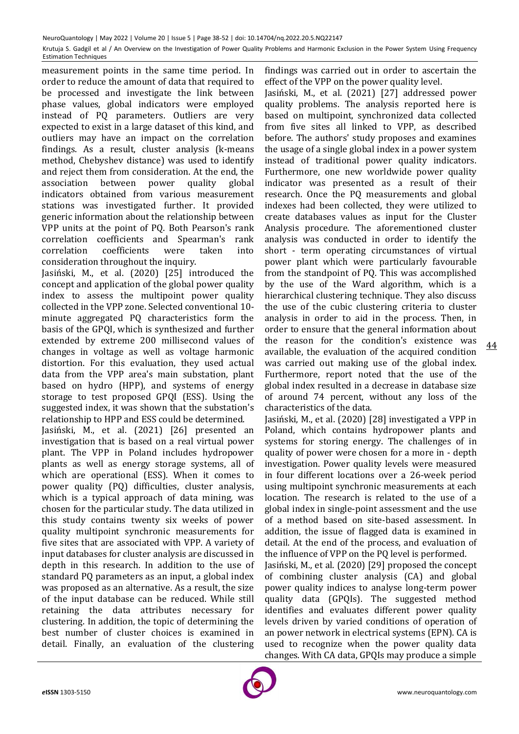measurement points in the same time period. In order to reduce the amount of data that required to be processed and investigate the link between phase values, global indicators were employed instead of PQ parameters. Outliers are very expected to exist in a large dataset of this kind, and outliers may have an impact on the correlation findings. As a result, cluster analysis (k-means method, Chebyshev distance) was used to identify and reject them from consideration. At the end, the association between power quality global indicators obtained from various measurement stations was investigated further. It provided generic information about the relationship between VPP units at the point of PQ. Both Pearson's rank correlation coefficients and Spearman's rank correlation coefficients were taken into consideration throughout the inquiry.

Jasiński, M., et al. (2020) [25] introduced the concept and application of the global power quality index to assess the multipoint power quality collected in the VPP zone. Selected conventional 10-minute aggregated PQ characteristics form the basis of the GPQI, which is synthesized and further extended by extreme 200 millisecond values of changes in voltage as well as voltage harmonic distortion. For this evaluation, they used actual data from the VPP area's main substation, plant based on hydro (HPP), and systems of energy storage to test proposed GPQI (ESS). Using the suggested index, it was shown that the substation's relationship to HPP and ESS could be determined.

Jasiński, M., et al. (2021) [26] presented an investigation that is based on a real virtual power plant. The VPP in Poland includes hydropower plants as well as energy storage systems, all of which are operational (ESS). When it comes to power quality (PQ) difficulties, cluster analysis, which is a typical approach of data mining, was chosen for the particular study. The data utilized in this study contains twenty six weeks of power quality multipoint synchronic measurements for five sites that are associated with VPP. A variety of input databases for cluster analysis are discussed in depth in this research. In addition to the use of standard PQ parameters as an input, a global index was proposed as an alternative. As a result, the size of the input database can be reduced. While still retaining the data attributes necessary for clustering. In addition, the topic of determining the best number of cluster choices is examined in detail. Finally, an evaluation of the clustering findings was carried out in order to ascertain the effect of the VPP on the power quality level.

Jasiński, M., et al. (2021) [27] addressed power quality problems. The analysis reported here is based on multipoint, synchronized data collected from five sites all linked to VPP, as described before. The authors' study proposes and examines the usage of a single global index in a power system instead of traditional power quality indicators. Furthermore, one new worldwide power quality indicator was presented as a result of their research. Once the PQ measurements and global indexes had been collected, they were utilized to create databases values as input for the Cluster Analysis procedure. The aforementioned cluster analysis was conducted in order to identify the short - term operating circumstances of virtual power plant which were particularly favourable from the standpoint of PQ. This was accomplished by the use of the Ward algorithm, which is a hierarchical clustering technique. They also discuss the use of the cubic clustering criteria to cluster analysis in order to aid in the process. Then, in order to ensure that the general information about the reason for the condition's existence was available, the evaluation of the acquired condition was carried out making use of the global index. Furthermore, report noted that the use of the global index resulted in a decrease in database size of around 74 percent, without any loss of the characteristics of the data.

Jasiński, M., et al. (2020) [28] investigated a VPP in Poland, which contains hydropower plants and systems for storing energy. The challenges of in quality of power were chosen for a more in - depth investigation. Power quality levels were measured in four different locations over a 26-week period using multipoint synchronic measurements at each location. The research is related to the use of a global index in single-point assessment and the use of a method based on site-based assessment. In addition, the issue of flagged data is examined in detail. At the end of the process, and evaluation of the influence of VPP on the PQ level is performed.

Jasiński, M., et al. (2020) [29] proposed the concept of combining cluster analysis (CA) and global power quality indices to analyse long-term power quality data (GPQIs). The suggested method identifies and evaluates different power quality levels driven by varied conditions of operation of an power network in electrical systems (EPN). CA is used to recognize when the power quality data changes. With CA data, GPQIs may produce a simple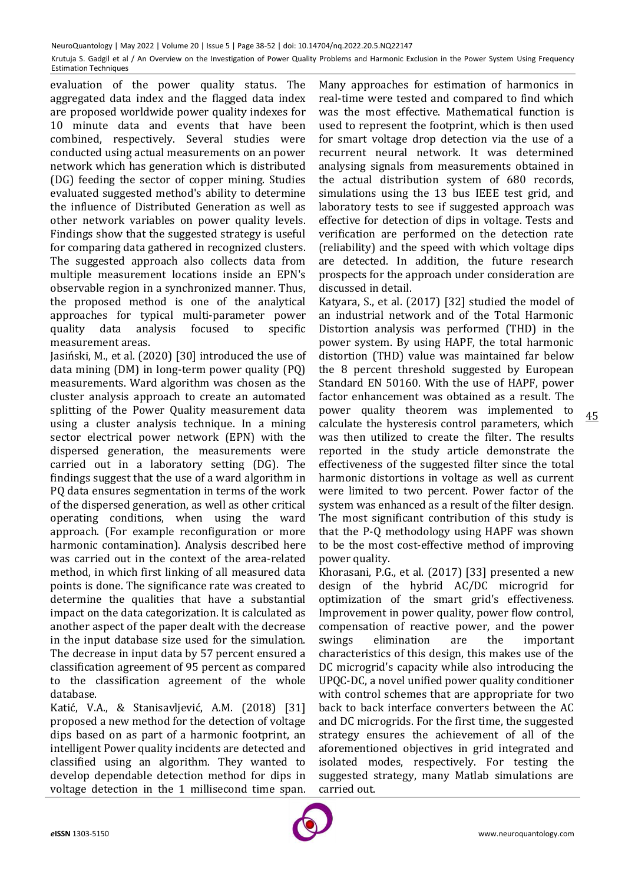evaluation of the power quality status. The aggregated data index and the flagged data index are proposed worldwide power quality indexes for 10 minute data and events that have been combined, respectively. Several studies were conducted using actual measurements on an power network which has generation which is distributed (DG) feeding the sector of copper mining. Studies evaluated suggested method's ability to determine the influence of Distributed Generation as well as other network variables on power quality levels. Findings show that the suggested strategy is useful for comparing data gathered in recognized clusters. The suggested approach also collects data from multiple measurement locations inside an EPN's observable region in a synchronized manner. Thus, the proposed method is one of the analytical approaches for typical multi-parameter power quality data analysis focused to specific measurement areas.

Jasiński, M., et al. (2020) [30] introduced the use of data mining (DM) in long-term power quality (PQ) measurements. Ward algorithm was chosen as the cluster analysis approach to create an automated splitting of the Power Quality measurement data using a cluster analysis technique. In a mining sector electrical power network (EPN) with the dispersed generation, the measurements were carried out in a laboratory setting (DG). The findings suggest that the use of a ward algorithm in PQ data ensures segmentation in terms of the work of the dispersed generation, as well as other critical operating conditions, when using the ward approach. (For example reconfiguration or more harmonic contamination). Analysis described here was carried out in the context of the area-related method, in which first linking of all measured data points is done. The significance rate was created to determine the qualities that have a substantial impact on the data categorization. It is calculated as another aspect of the paper dealt with the decrease in the input database size used for the simulation. The decrease in input data by 57 percent ensured a classification agreement of 95 percent as compared to the classification agreement of the whole database.

Katić, V.A., & Stanisavljević, A.M. (2018) [31] proposed a new method for the detection of voltage dips based on as part of a harmonic footprint, an intelligent Power quality incidents are detected and classified using an algorithm. They wanted to develop dependable detection method for dips in voltage detection in the 1 millisecond time span. Many approaches for estimation of harmonics in real-time were tested and compared to find which was the most effective. Mathematical function is used to represent the footprint, which is then used for smart voltage drop detection via the use of a recurrent neural network. It was determined analysing signals from measurements obtained in the actual distribution system of 680 records, simulations using the 13 bus IEEE test grid, and laboratory tests to see if suggested approach was effective for detection of dips in voltage. Tests and verification are performed on the detection rate (reliability) and the speed with which voltage dips are detected. In addition, the future research prospects for the approach under consideration are discussed in detail.

Katyara, S., et al. (2017) [32] studied the model of an industrial network and of the Total Harmonic Distortion analysis was performed (THD) in the power system. By using HAPF, the total harmonic distortion (THD) value was maintained far below the 8 percent threshold suggested by European Standard EN 50160. With the use of HAPF, power factor enhancement was obtained as a result. The power quality theorem was implemented to calculate the hysteresis control parameters, which was then utilized to create the filter. The results reported in the study article demonstrate the effectiveness of the suggested filter since the total harmonic distortions in voltage as well as current were limited to two percent. Power factor of the system was enhanced as a result of the filter design. The most significant contribution of this study is that the P-Q methodology using HAPF was shown to be the most cost-effective method of improving power quality.

Khorasani, P.G., et al. (2017) [33] presented a new design of the hybrid AC/DC microgrid for optimization of the smart grid's effectiveness. Improvement in power quality, power flow control, compensation of reactive power, and the power swings elimination are the important characteristics of this design, this makes use of the DC microgrid's capacity while also introducing the UPQC-DC, a novel unified power quality conditioner with control schemes that are appropriate for two back to back interface converters between the AC and DC microgrids. For the first time, the suggested strategy ensures the achievement of all of the aforementioned objectives in grid integrated and isolated modes, respectively. For testing the suggested strategy, many Matlab simulations are carried out.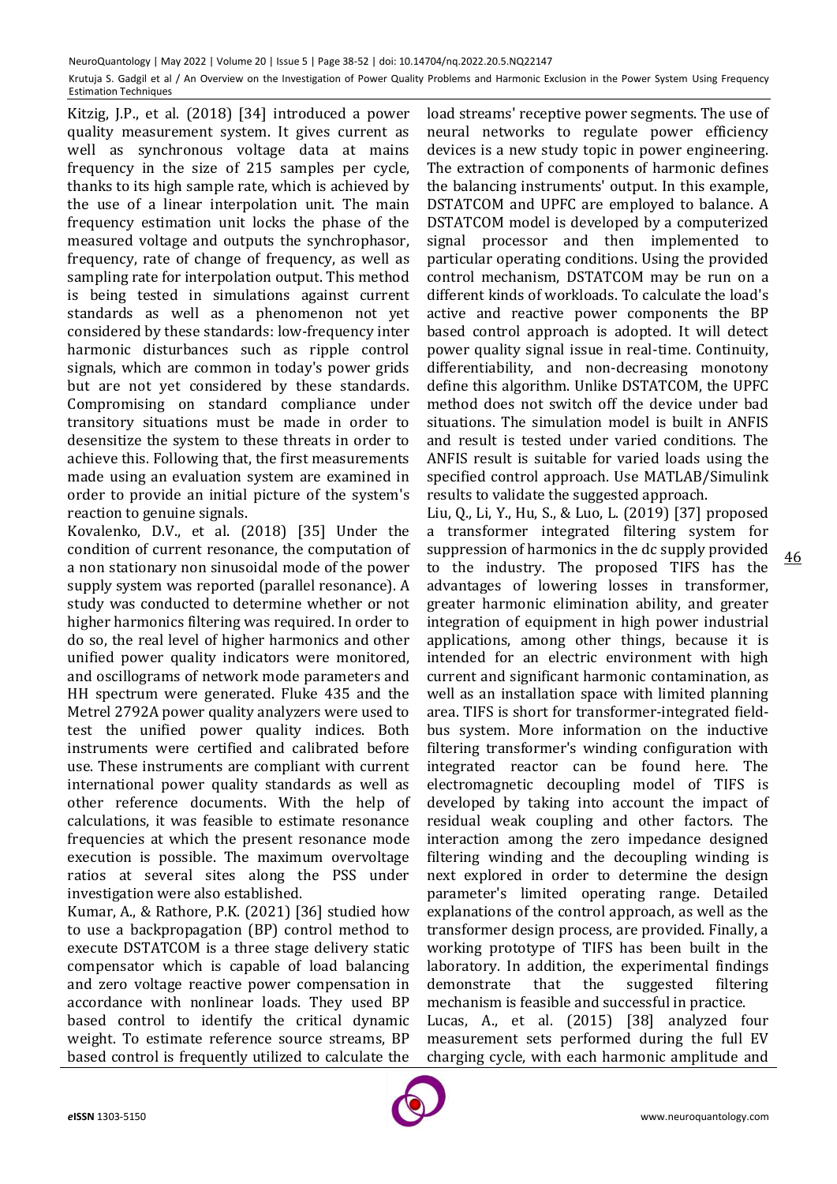Kitzig, J.P., et al. (2018) [34] introduced a power quality measurement system. It gives current as well as synchronous voltage data at mains frequency in the size of 215 samples per cycle, thanks to its high sample rate, which is achieved by the use of a linear interpolation unit. The main frequency estimation unit locks the phase of the measured voltage and outputs the synchrophasor, frequency, rate of change of frequency, as well as sampling rate for interpolation output. This method is being tested in simulations against current standards as well as a phenomenon not yet considered by these standards: low-frequency inter harmonic disturbances such as ripple control signals, which are common in today's power grids but are not yet considered by these standards. Compromising on standard compliance under transitory situations must be made in order to desensitize the system to these threats in order to achieve this. Following that, the first measurements made using an evaluation system are examined in order to provide an initial picture of the system's reaction to genuine signals.

Kovalenko, D.V., et al. (2018) [35] Under the condition of current resonance, the computation of a non stationary non sinusoidal mode of the power supply system was reported (parallel resonance). A study was conducted to determine whether or not higher harmonics filtering was required. In order to do so, the real level of higher harmonics and other unified power quality indicators were monitored, and oscillograms of network mode parameters and HH spectrum were generated. Fluke 435 and the Metrel 2792A power quality analyzers were used to test the unified power quality indices. Both instruments were certified and calibrated before use. These instruments are compliant with current international power quality standards as well as other reference documents. With the help of calculations, it was feasible to estimate resonance frequencies at which the present resonance mode execution is possible. The maximum overvoltage ratios at several sites along the PSS under investigation were also established.

Kumar, A., & Rathore, P.K. (2021) [36] studied how to use a backpropagation (BP) control method to execute DSTATCOM is a three stage delivery static compensator which is capable of load balancing and zero voltage reactive power compensation in accordance with nonlinear loads. They used BP based control to identify the critical dynamic weight. To estimate reference source streams, BP based control is frequently utilized to calculate the load streams' receptive power segments. The use of neural networks to regulate power efficiency devices is a new study topic in power engineering. The extraction of components of harmonic defines the balancing instruments' output. In this example, DSTATCOM and UPFC are employed to balance. A DSTATCOM model is developed by a computerized signal processor and then implemented to particular operating conditions. Using the provided control mechanism, DSTATCOM may be run on a different kinds of workloads. To calculate the load's active and reactive power components the BP based control approach is adopted. It will detect power quality signal issue in real-time. Continuity, differentiability, and non-decreasing monotony define this algorithm. Unlike DSTATCOM, the UPFC method does not switch off the device under bad situations. The simulation model is built in ANFIS and result is tested under varied conditions. The ANFIS result is suitable for varied loads using the specified control approach. Use MATLAB/Simulink results to validate the suggested approach.

Liu, Q., Li, Y., Hu, S., & Luo, L. (2019) [37] proposed a transformer integrated filtering system for suppression of harmonics in the dc supply provided to the industry. The proposed TIFS has the advantages of lowering losses in transformer, greater harmonic elimination ability, and greater integration of equipment in high power industrial applications, among other things, because it is intended for an electric environment with high current and significant harmonic contamination, as well as an installation space with limited planning area. TIFS is short for transformer-integrated field-bus system. More information on the inductive filtering transformer's winding configuration with integrated reactor can be found here. The electromagnetic decoupling model of TIFS is developed by taking into account the impact of residual weak coupling and other factors. The interaction among the zero impedance designed filtering winding and the decoupling winding is next explored in order to determine the design parameter's limited operating range. Detailed explanations of the control approach, as well as the transformer design process, are provided. Finally, a working prototype of TIFS has been built in the laboratory. In addition, the experimental findings demonstrate that the suggested filtering mechanism is feasible and successful in practice.

Lucas, A., et al. (2015) [38] analyzed four measurement sets performed during the full EV charging cycle, with each harmonic amplitude and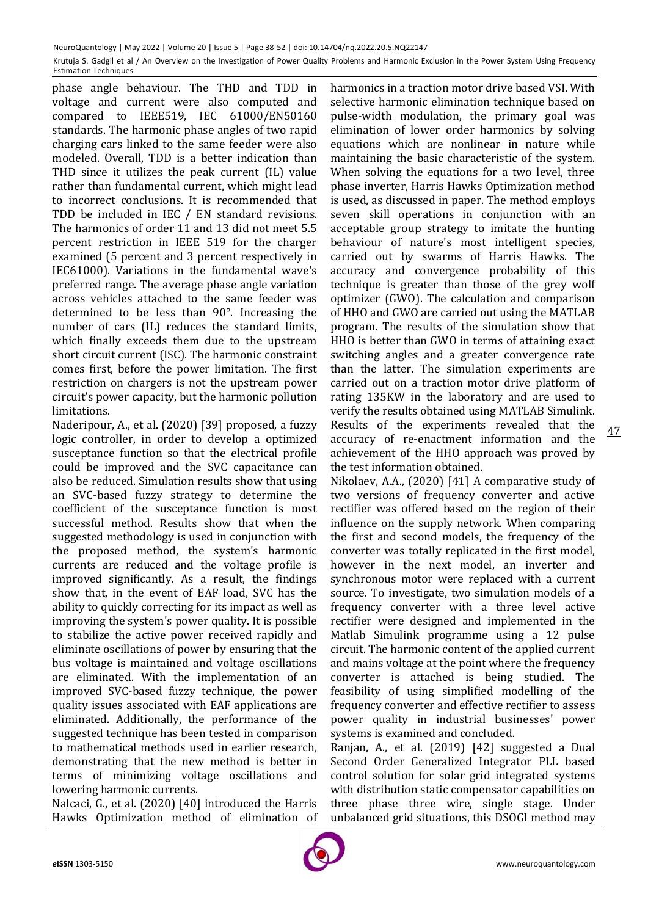phase angle behaviour. The THD and TDD in voltage and current were also computed and compared to IEEE519, IEC 61000/EN50160 standards. The harmonic phase angles of two rapid charging cars linked to the same feeder were also modeled. Overall, TDD is a better indication than THD since it utilizes the peak current (IL) value rather than fundamental current, which might lead to incorrect conclusions. It is recommended that TDD be included in IEC / EN standard revisions. The harmonics of order 11 and 13 did not meet 5.5 percent restriction in IEEE 519 for the charger examined (5 percent and 3 percent respectively in IEC61000). Variations in the fundamental wave's preferred range. The average phase angle variation across vehicles attached to the same feeder was determined to be less than 90°. Increasing the number of cars (IL) reduces the standard limits, which finally exceeds them due to the upstream short circuit current (ISC). The harmonic constraint comes first, before the power limitation. The first restriction on chargers is not the upstream power circuit's power capacity, but the harmonic pollution limitations.

Naderipour, A., et al. (2020) [39] proposed, a fuzzy logic controller, in order to develop a optimized susceptance function so that the electrical profile could be improved and the SVC capacitance can also be reduced. Simulation results show that using an SVC-based fuzzy strategy to determine the coefficient of the susceptance function is most successful method. Results show that when the suggested methodology is used in conjunction with the proposed method, the system's harmonic currents are reduced and the voltage profile is improved significantly. As a result, the findings show that, in the event of EAF load, SVC has the ability to quickly correcting for its impact as well as improving the system's power quality. It is possible to stabilize the active power received rapidly and eliminate oscillations of power by ensuring that the bus voltage is maintained and voltage oscillations are eliminated. With the implementation of an improved SVC-based fuzzy technique, the power quality issues associated with EAF applications are eliminated. Additionally, the performance of the suggested technique has been tested in comparison to mathematical methods used in earlier research, demonstrating that the new method is better in terms of minimizing voltage oscillations and lowering harmonic currents.

Nalcaci, G., et al. (2020) [40] introduced the Harris Hawks Optimization method of elimination of harmonics in a traction motor drive based VSI. With selective harmonic elimination technique based on pulse-width modulation, the primary goal was elimination of lower order harmonics by solving equations which are nonlinear in nature while maintaining the basic characteristic of the system. When solving the equations for a two level, three phase inverter, Harris Hawks Optimization method is used, as discussed in paper. The method employs seven skill operations in conjunction with an acceptable group strategy to imitate the hunting behaviour of nature's most intelligent species, carried out by swarms of Harris Hawks. The accuracy and convergence probability of this technique is greater than those of the grey wolf optimizer (GWO). The calculation and comparison of HHO and GWO are carried out using the MATLAB program. The results of the simulation show that HHO is better than GWO in terms of attaining exact switching angles and a greater convergence rate than the latter. The simulation experiments are carried out on a traction motor drive platform of rating 135KW in the laboratory and are used to verify the results obtained using MATLAB Simulink. Results of the experiments revealed that the accuracy of re-enactment information and the achievement of the HHO approach was proved by the test information obtained.

Nikolaev, A.A., (2020) [41] A comparative study of two versions of frequency converter and active rectifier was offered based on the region of their influence on the supply network. When comparing the first and second models, the frequency of the converter was totally replicated in the first model, however in the next model, an inverter and synchronous motor were replaced with a current source. To investigate, two simulation models of a frequency converter with a three level active rectifier were designed and implemented in the Matlab Simulink programme using a 12 pulse circuit. The harmonic content of the applied current and mains voltage at the point where the frequency converter is attached is being studied. The feasibility of using simplified modelling of the frequency converter and effective rectifier to assess power quality in industrial businesses' power systems is examined and concluded.

Ranjan, A., et al. (2019) [42] suggested a Dual Second Order Generalized Integrator PLL based control solution for solar grid integrated systems with distribution static compensator capabilities on three phase three wire, single stage. Under unbalanced grid situations, this DSOGI method may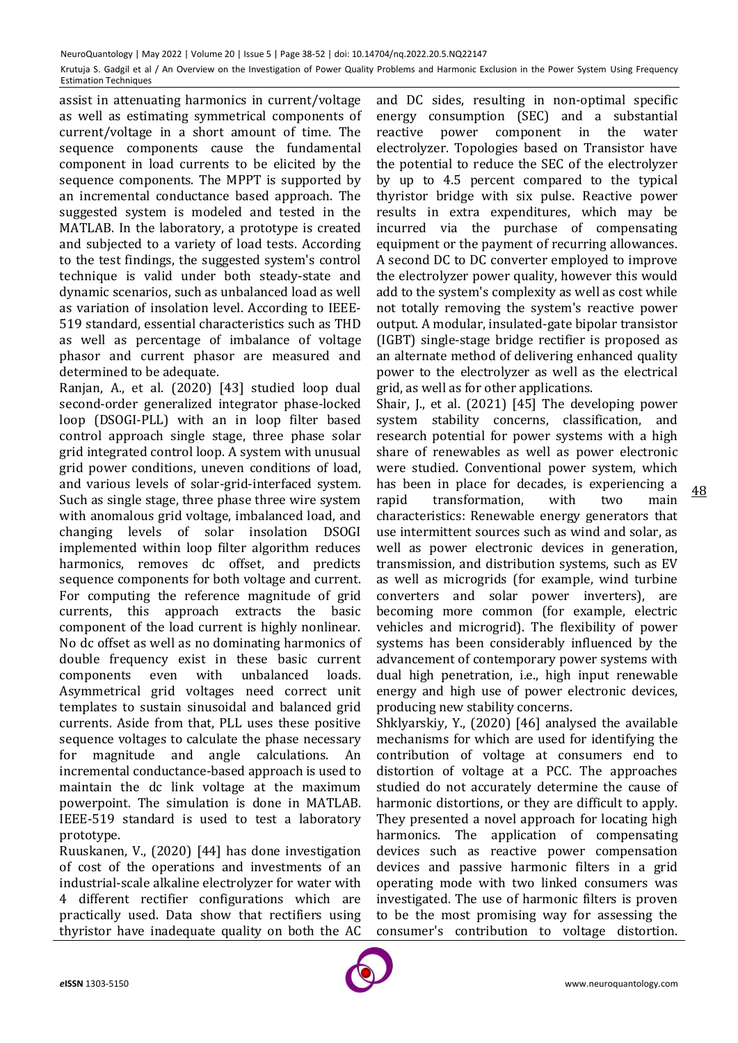assist in attenuating harmonics in current/voltage as well as estimating symmetrical components of current/voltage in a short amount of time. The sequence components cause the fundamental component in load currents to be elicited by the sequence components. The MPPT is supported by an incremental conductance based approach. The suggested system is modeled and tested in the MATLAB. In the laboratory, a prototype is created and subjected to a variety of load tests. According to the test findings, the suggested system's control technique is valid under both steady-state and dynamic scenarios, such as unbalanced load as well as variation of insolation level. According to IEEE-519 standard, essential characteristics such as THD as well as percentage of imbalance of voltage phasor and current phasor are measured and determined to be adequate.

Ranjan, A., et al. (2020) [43] studied loop dual second-order generalized integrator phase-locked loop (DSOGI-PLL) with an in loop filter based control approach single stage, three phase solar grid integrated control loop. A system with unusual grid power conditions, uneven conditions of load, and various levels of solar-grid-interfaced system. Such as single stage, three phase three wire system with anomalous grid voltage, imbalanced load, and changing levels of solar insolation DSOGI implemented within loop filter algorithm reduces harmonics, removes dc offset, and predicts sequence components for both voltage and current. For computing the reference magnitude of grid currents, this approach extracts the basic component of the load current is highly nonlinear. No dc offset as well as no dominating harmonics of double frequency exist in these basic current components even with unbalanced loads. Asymmetrical grid voltages need correct unit templates to sustain sinusoidal and balanced grid currents. Aside from that, PLL uses these positive sequence voltages to calculate the phase necessary for magnitude and angle calculations. An incremental conductance-based approach is used to maintain the dc link voltage at the maximum powerpoint. The simulation is done in MATLAB. IEEE-519 standard is used to test a laboratory prototype.

Ruuskanen, V., (2020) [44] has done investigation of cost of the operations and investments of an industrial-scale alkaline electrolyzer for water with 4 different rectifier configurations which are practically used. Data show that rectifiers using thyristor have inadequate quality on both the AC and DC sides, resulting in non-optimal specific energy consumption (SEC) and a substantial reactive power component in the water electrolyzer. Topologies based on Transistor have the potential to reduce the SEC of the electrolyzer by up to 4.5 percent compared to the typical thyristor bridge with six pulse. Reactive power results in extra expenditures, which may be incurred via the purchase of compensating equipment or the payment of recurring allowances. A second DC to DC converter employed to improve the electrolyzer power quality, however this would add to the system's complexity as well as cost while not totally removing the system's reactive power output. A modular, insulated-gate bipolar transistor (IGBT) single-stage bridge rectifier is proposed as an alternate method of delivering enhanced quality power to the electrolyzer as well as the electrical grid, as well as for other applications.

Shair, J., et al. (2021) [45] The developing power system stability concerns, classification, and research potential for power systems with a high share of renewables as well as power electronic were studied. Conventional power system, which has been in place for decades, is experiencing a rapid transformation, with two main characteristics: Renewable energy generators that use intermittent sources such as wind and solar, as well as power electronic devices in generation, transmission, and distribution systems, such as EV as well as microgrids (for example, wind turbine converters and solar power inverters), are becoming more common (for example, electric vehicles and microgrid). The flexibility of power systems has been considerably influenced by the advancement of contemporary power systems with dual high penetration, i.e., high input renewable energy and high use of power electronic devices, producing new stability concerns.

Shklyarskiy, Y., (2020) [46] analysed the available mechanisms for which are used for identifying the contribution of voltage at consumers end to distortion of voltage at a PCC. The approaches studied do not accurately determine the cause of harmonic distortions, or they are difficult to apply. They presented a novel approach for locating high harmonics. The application of compensating devices such as reactive power compensation devices and passive harmonic filters in a grid operating mode with two linked consumers was investigated. The use of harmonic filters is proven to be the most promising way for assessing the consumer's contribution to voltage distortion.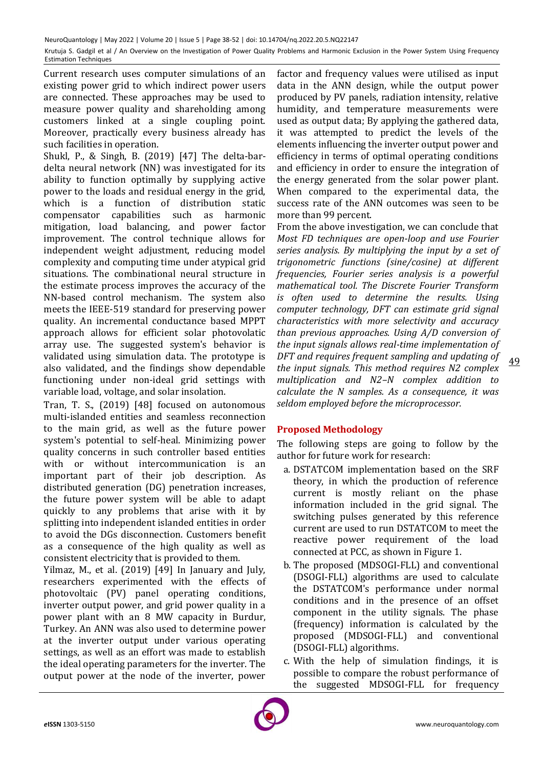Current research uses computer simulations of an existing power grid to which indirect power users are connected. These approaches may be used to measure power quality and shareholding among customers linked at a single coupling point. Moreover, practically every business already has such facilities in operation.

Shukl, P., & Singh, B. (2019) [47] The delta-bar-delta neural network (NN) was investigated for its ability to function optimally by supplying active power to the loads and residual energy in the grid, which is a function of distribution static compensator capabilities such as harmonic mitigation, load balancing, and power factor improvement. The control technique allows for independent weight adjustment, reducing model complexity and computing time under atypical grid situations. The combinational neural structure in the estimate process improves the accuracy of the NN-based control mechanism. The system also meets the IEEE-519 standard for preserving power quality. An incremental conductance based MPPT approach allows for efficient solar photovolatic array use. The suggested system's behavior is validated using simulation data. The prototype is also validated, and the findings show dependable functioning under non-ideal grid settings with variable load, voltage, and solar insolation.

Tran, T. S., (2019) [48] focused on autonomous multi-islanded entities and seamless reconnection to the main grid, as well as the future power system's potential to self-heal. Minimizing power quality concerns in such controller based entities with or without intercommunication is an important part of their job description. As distributed generation (DG) penetration increases, the future power system will be able to adapt quickly to any problems that arise with it by splitting into independent islanded entities in order to avoid the DGs disconnection. Customers benefit as a consequence of the high quality as well as consistent electricity that is provided to them.

Yilmaz, M., et al. (2019) [49] In January and July, researchers experimented with the effects of photovoltaic (PV) panel operating conditions, inverter output power, and grid power quality in a power plant with an 8 MW capacity in Burdur, Turkey. An ANN was also used to determine power at the inverter output under various operating settings, as well as an effort was made to establish the ideal operating parameters for the inverter. The output power at the node of the inverter, power factor and frequency values were utilised as input data in the ANN design, while the output power produced by PV panels, radiation intensity, relative humidity, and temperature measurements were used as output data; By applying the gathered data, it was attempted to predict the levels of the elements influencing the inverter output power and efficiency in terms of optimal operating conditions and efficiency in order to ensure the integration of the energy generated from the solar power plant. When compared to the experimental data, the success rate of the ANN outcomes was seen to be more than 99 percent.

From the above investigation, we can conclude that *Most FD techniques are open-loop and use Fourier series analysis. By multiplying the input by a set of trigonometric functions (sine/cosine) at different frequencies, Fourier series analysis is a powerful mathematical tool. The Discrete Fourier Transform is often used to determine the results. Using computer technology, DFT can estimate grid signal characteristics with more selectivity and accuracy than previous approaches. Using A/D conversion of the input signals allows real-time implementation of DFT and requires frequent sampling and updating of the input signals. This method requires N2 complex multiplication and N2–N complex addition to calculate the N samples. As a consequence, it was seldom employed before the microprocessor.*

## Proposed Methodology

The following steps are going to follow by the author for future work for research:

a. DSTATCOM implementation based on the SRF theory, in which the production of reference current is mostly reliant on the phase information included in the grid signal. The switching pulses generated by this reference current are used to run DSTATCOM to meet the reactive power requirement of the load connected at PCC, as shown in Figure 1.

b. The proposed (MDSOGI-FLL) and conventional (DSOGI-FLL) algorithms are used to calculate the DSTATCOM's performance under normal conditions and in the presence of an offset component in the utility signals. The phase (frequency) information is calculated by the proposed (MDSOGI-FLL) and conventional (DSOGI-FLL) algorithms.

c. With the help of simulation findings, it is possible to compare the robust performance of the suggested MDSOGI-FLL for frequency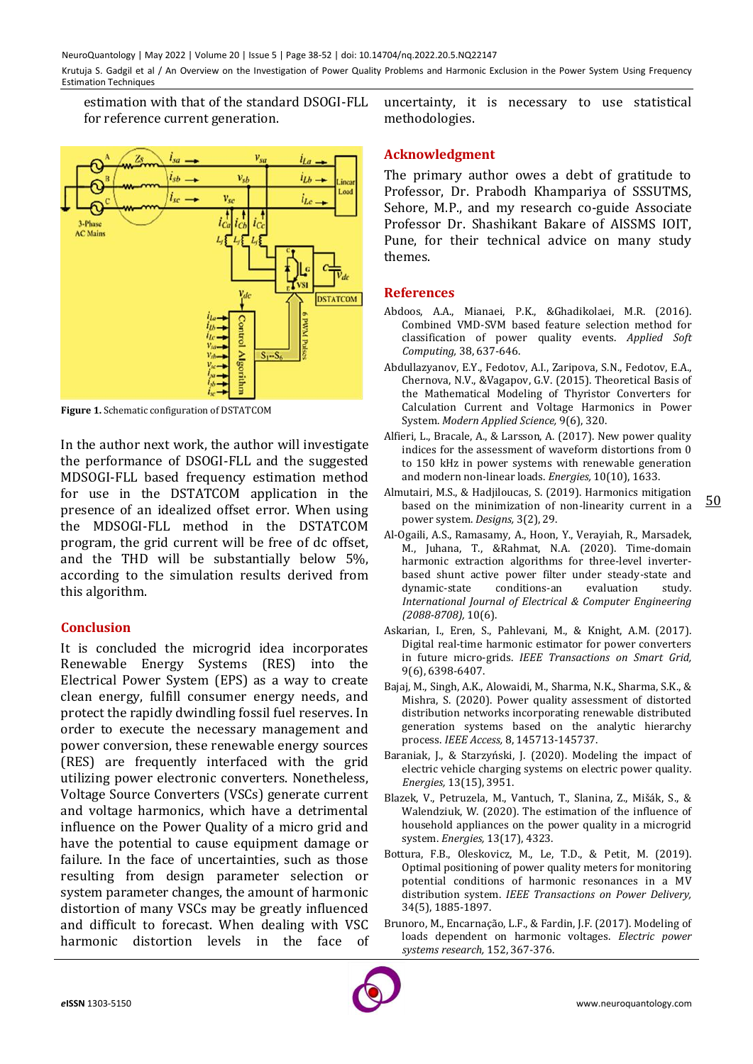estimation with that of the standard DSOGI-FLL for reference current generation.

**Figure 1.** Schematic configuration of DSTATCOM

In the author next work, the author will investigate the performance of DSOGI-FLL and the suggested MDSOGI-FLL based frequency estimation method for use in the DSTATCOM application in the presence of an idealized offset error. When using the MDSOGI-FLL method in the DSTATCOM program, the grid current will be free of dc offset, and the THD will be substantially below 5%, according to the simulation results derived from this algorithm.

## Conclusion

It is concluded the microgrid idea incorporates Renewable Energy Systems (RES) into the Electrical Power System (EPS) as a way to create clean energy, fulfill consumer energy needs, and protect the rapidly dwindling fossil fuel reserves. In order to execute the necessary management and power conversion, these renewable energy sources (RES) are frequently interfaced with the grid utilizing power electronic converters. Nonetheless, Voltage Source Converters (VSCs) generate current and voltage harmonics, which have a detrimental influence on the Power Quality of a micro grid and have the potential to cause equipment damage or failure. In the face of uncertainties, such as those resulting from design parameter selection or system parameter changes, the amount of harmonic distortion of many VSCs may be greatly influenced and difficult to forecast. When dealing with VSC harmonic distortion levels in the face of uncertainty, it is necessary to use statistical methodologies.

## Acknowledgment

The primary author owes a debt of gratitude to Professor, Dr. Prabodh Khampariya of SSSUTMS, Sehore, M.P., and my research co-guide Associate Professor Dr. Shashikant Bakare of AISSMS IOIT, Pune, for their technical advice on many study themes.

## References

Abdoos, A.A., Mianaei, P.K., &Ghadikolaei, M.R. (2016). Combined VMD-SVM based feature selection method for classification of power quality events. *Applied Soft Computing,* 38, 637-646.

Abdullazyanov, E.Y., Fedotov, A.I., Zaripova, S.N., Fedotov, E.A., Chernova, N.V., &Vagapov, G.V. (2015). Theoretical Basis of the Mathematical Modeling of Thyristor Converters for Calculation Current and Voltage Harmonics in Power System. *Modern Applied Science,* 9(6), 320.

Alfieri, L., Bracale, A., & Larsson, A. (2017). New power quality indices for the assessment of waveform distortions from 0 to 150 kHz in power systems with renewable generation and modern non-linear loads. *Energies,* 10(10), 1633.

Almutairi, M.S., & Hadjiloucas, S. (2019). Harmonics mitigation based on the minimization of non-linearity current in a power system. *Designs,* 3(2), 29.

Al-Ogaili, A.S., Ramasamy, A., Hoon, Y., Verayiah, R., Marsadek, M., Juhana, T., &Rahmat, N.A. (2020). Time-domain harmonic extraction algorithms for three-level inverter-based shunt active power filter under steady-state and dynamic-state conditions-an evaluation study. *International Journal of Electrical & Computer Engineering (2088-8708),* 10(6).

Askarian, I., Eren, S., Pahlevani, M., & Knight, A.M. (2017). Digital real-time harmonic estimator for power converters in future micro-grids. *IEEE Transactions on Smart Grid,* 9(6), 6398-6407.

Bajaj, M., Singh, A.K., Alowaidi, M., Sharma, N.K., Sharma, S.K., & Mishra, S. (2020). Power quality assessment of distorted distribution networks incorporating renewable distributed generation systems based on the analytic hierarchy process. *IEEE Access,* 8, 145713-145737.

Baraniak, J., & Starzyński, J. (2020). Modeling the impact of electric vehicle charging systems on electric power quality. *Energies,* 13(15), 3951.

Blazek, V., Petruzela, M., Vantuch, T., Slanina, Z., Mišák, S., & Walendziuk, W. (2020). The estimation of the influence of household appliances on the power quality in a microgrid system. *Energies,* 13(17), 4323.

Bottura, F.B., Oleskovicz, M., Le, T.D., & Petit, M. (2019). Optimal positioning of power quality meters for monitoring potential conditions of harmonic resonances in a MV distribution system. *IEEE Transactions on Power Delivery,* 34(5), 1885-1897.

Brunoro, M., Encarnação, L.F., & Fardin, J.F. (2017). Modeling of loads dependent on harmonic voltages. *Electric power systems research,* 152, 367-376.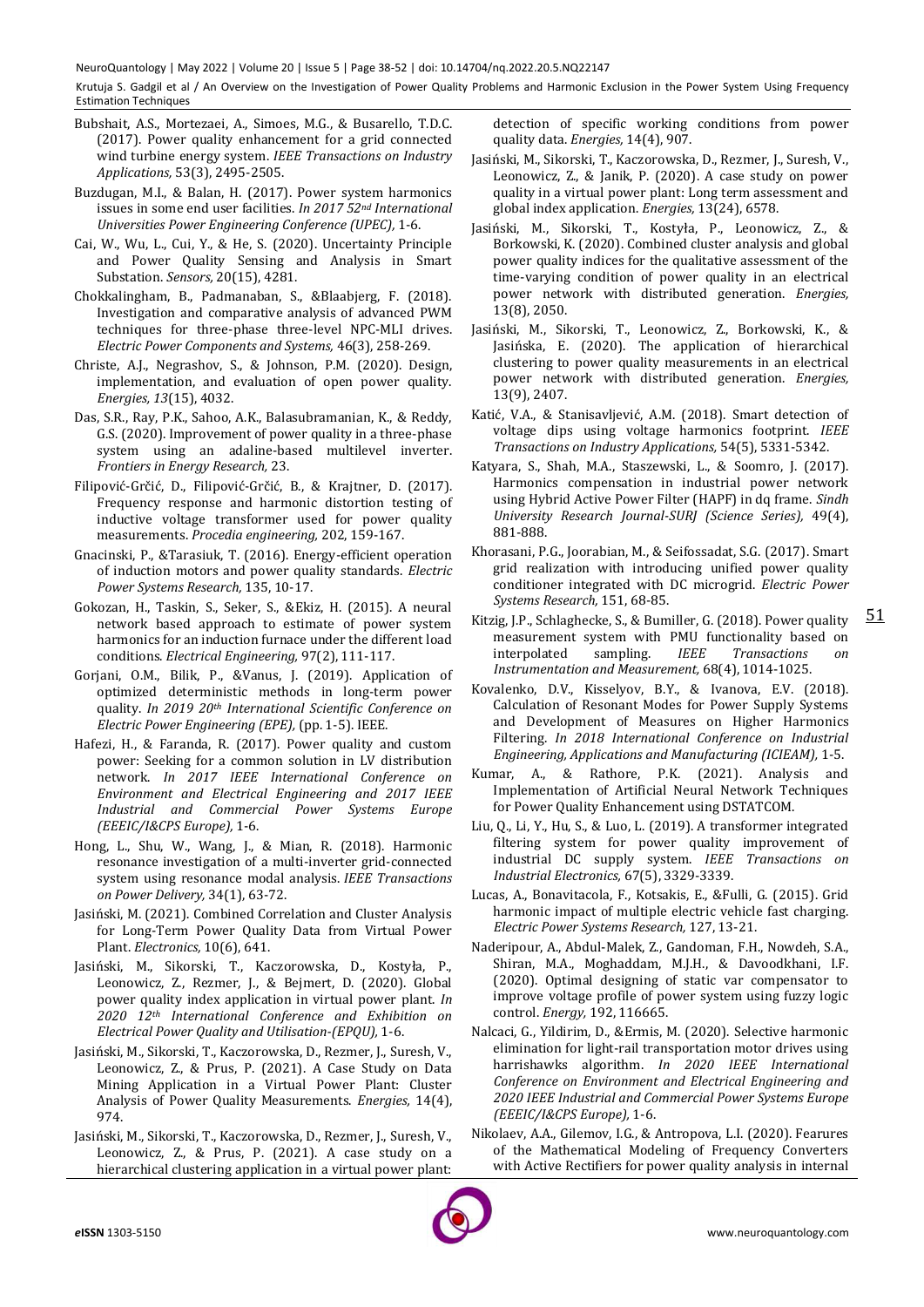Bubshait, A.S., Mortezaei, A., Simoes, M.G., & Busarello, T.D.C. (2017). Power quality enhancement for a grid connected wind turbine energy system. *IEEE Transactions on Industry Applications,* 53(3), 2495-2505.

Buzdugan, M.I., & Balan, H. (2017). Power system harmonics issues in some end user facilities. *In 2017 52nd International Universities Power Engineering Conference (UPEC),* 1-6.

Cai, W., Wu, L., Cui, Y., & He, S. (2020). Uncertainty Principle and Power Quality Sensing and Analysis in Smart Substation. *Sensors,* 20(15), 4281.

Chokkalingham, B., Padmanaban, S., &Blaabjerg, F. (2018). Investigation and comparative analysis of advanced PWM techniques for three-phase three-level NPC-MLI drives. *Electric Power Components and Systems,* 46(3), 258-269.

Christe, A.J., Negrashov, S., & Johnson, P.M. (2020). Design, implementation, and evaluation of open power quality. *Energies, 13*(15), 4032.

Das, S.R., Ray, P.K., Sahoo, A.K., Balasubramanian, K., & Reddy, G.S. (2020). Improvement of power quality in a three-phase system using an adaline-based multilevel inverter. *Frontiers in Energy Research,* 23.

Filipović-Grčić, D., Filipović-Grčić, B., & Krajtner, D. (2017). Frequency response and harmonic distortion testing of inductive voltage transformer used for power quality measurements. *Procedia engineering,* 202, 159-167.

Gnacinski, P., &Tarasiuk, T. (2016). Energy-efficient operation of induction motors and power quality standards. *Electric Power Systems Research,* 135, 10-17.

Gokozan, H., Taskin, S., Seker, S., &Ekiz, H. (2015). A neural network based approach to estimate of power system harmonics for an induction furnace under the different load conditions. *Electrical Engineering,* 97(2), 111-117.

Gorjani, O.M., Bilik, P., &Vanus, J. (2019). Application of optimized deterministic methods in long-term power quality. *In 2019 20th International Scientific Conference on Electric Power Engineering (EPE),* (pp. 1-5). IEEE.

Hafezi, H., & Faranda, R. (2017). Power quality and custom power: Seeking for a common solution in LV distribution network. *In 2017 IEEE International Conference on Environment and Electrical Engineering and 2017 IEEE Industrial and Commercial Power Systems Europe (EEEIC/I&CPS Europe),* 1-6.

Hong, L., Shu, W., Wang, J., & Mian, R. (2018). Harmonic resonance investigation of a multi-inverter grid-connected system using resonance modal analysis. *IEEE Transactions on Power Delivery,* 34(1), 63-72.

Jasiński, M. (2021). Combined Correlation and Cluster Analysis for Long-Term Power Quality Data from Virtual Power Plant. *Electronics,* 10(6), 641.

Jasiński, M., Sikorski, T., Kaczorowska, D., Kostyła, P., Leonowicz, Z., Rezmer, J., & Bejmert, D. (2020). Global power quality index application in virtual power plant. *In 2020 12th International Conference and Exhibition on Electrical Power Quality and Utilisation-(EPQU),* 1-6.

Jasiński, M., Sikorski, T., Kaczorowska, D., Rezmer, J., Suresh, V., Leonowicz, Z., & Prus, P. (2021). A Case Study on Data Mining Application in a Virtual Power Plant: Cluster Analysis of Power Quality Measurements. *Energies,* 14(4), 974.

Jasiński, M., Sikorski, T., Kaczorowska, D., Rezmer, J., Suresh, V., Leonowicz, Z., & Prus, P. (2021). A case study on a hierarchical clustering application in a virtual power plant: detection of specific working conditions from power quality data. *Energies,* 14(4), 907.

Jasiński, M., Sikorski, T., Kaczorowska, D., Rezmer, J., Suresh, V., Leonowicz, Z., & Janik, P. (2020). A case study on power quality in a virtual power plant: Long term assessment and global index application. *Energies,* 13(24), 6578.

Jasiński, M., Sikorski, T., Kostyła, P., Leonowicz, Z., & Borkowski, K. (2020). Combined cluster analysis and global power quality indices for the qualitative assessment of the time-varying condition of power quality in an electrical power network with distributed generation. *Energies,* 13(8), 2050.

Jasiński, M., Sikorski, T., Leonowicz, Z., Borkowski, K., & Jasińska, E. (2020). The application of hierarchical clustering to power quality measurements in an electrical power network with distributed generation. *Energies,* 13(9), 2407.

Katić, V.A., & Stanisavljević, A.M. (2018). Smart detection of voltage dips using voltage harmonics footprint. *IEEE Transactions on Industry Applications,* 54(5), 5331-5342.

Katyara, S., Shah, M.A., Staszewski, L., & Soomro, J. (2017). Harmonics compensation in industrial power network using Hybrid Active Power Filter (HAPF) in dq frame. *Sindh University Research Journal-SURJ (Science Series),* 49(4), 881-888.

Khorasani, P.G., Joorabian, M., & Seifossadat, S.G. (2017). Smart grid realization with introducing unified power quality conditioner integrated with DC microgrid. *Electric Power Systems Research,* 151, 68-85.

Kitzig, J.P., Schlaghecke, S., & Bumiller, G. (2018). Power quality measurement system with PMU functionality based on interpolated sampling. *IEEE Transactions on Instrumentation and Measurement,* 68(4), 1014-1025.

Kovalenko, D.V., Kisselyov, B.Y., & Ivanova, E.V. (2018). Calculation of Resonant Modes for Power Supply Systems and Development of Measures on Higher Harmonics Filtering. *In 2018 International Conference on Industrial Engineering, Applications and Manufacturing (ICIEAM),* 1-5.

Kumar, A., & Rathore, P.K. (2021). Analysis and Implementation of Artificial Neural Network Techniques for Power Quality Enhancement using DSTATCOM.

Liu, Q., Li, Y., Hu, S., & Luo, L. (2019). A transformer integrated filtering system for power quality improvement of industrial DC supply system. *IEEE Transactions on Industrial Electronics,* 67(5), 3329-3339.

Lucas, A., Bonavitacola, F., Kotsakis, E., &Fulli, G. (2015). Grid harmonic impact of multiple electric vehicle fast charging. *Electric Power Systems Research,* 127, 13-21.

Naderipour, A., Abdul-Malek, Z., Gandoman, F.H., Nowdeh, S.A., Shiran, M.A., Moghaddam, M.J.H., & Davoodkhani, I.F. (2020). Optimal designing of static var compensator to improve voltage profile of power system using fuzzy logic control. *Energy,* 192, 116665.

Nalcaci, G., Yildirim, D., &Ermis, M. (2020). Selective harmonic elimination for light-rail transportation motor drives using harrishawks algorithm. *In 2020 IEEE International Conference on Environment and Electrical Engineering and 2020 IEEE Industrial and Commercial Power Systems Europe (EEEIC/I&CPS Europe),* 1-6.

Nikolaev, A.A., Gilemov, I.G., & Antropova, L.I. (2020). Fearures of the Mathematical Modeling of Frequency Converters with Active Rectifiers for power quality analysis in internal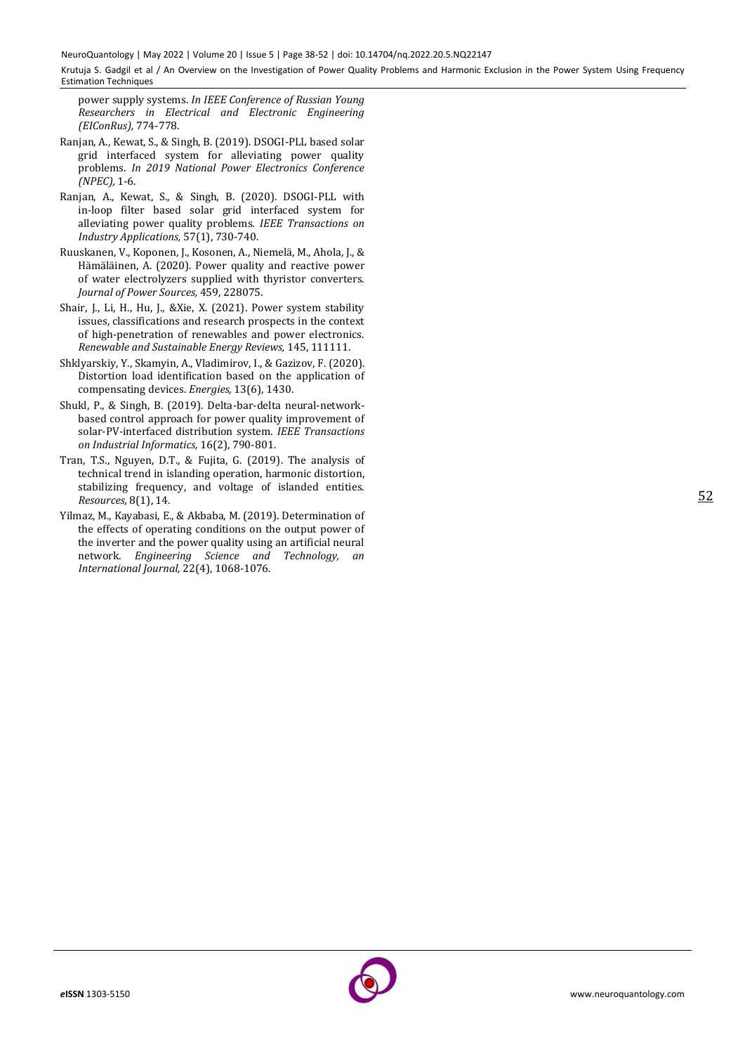power supply systems. *In IEEE Conference of Russian Young Researchers in Electrical and Electronic Engineering (EIConRus),* 774-778.

Ranjan, A., Kewat, S., & Singh, B. (2019). DSOGI-PLL based solar grid interfaced system for alleviating power quality problems. *In 2019 National Power Electronics Conference (NPEC),* 1-6.

Ranjan, A., Kewat, S., & Singh, B. (2020). DSOGI-PLL with in-loop filter based solar grid interfaced system for alleviating power quality problems. *IEEE Transactions on Industry Applications,* 57(1), 730-740.

Ruuskanen, V., Koponen, J., Kosonen, A., Niemelä, M., Ahola, J., & Hämäläinen, A. (2020). Power quality and reactive power of water electrolyzers supplied with thyristor converters. *Journal of Power Sources,* 459, 228075.

Shair, J., Li, H., Hu, J., &Xie, X. (2021). Power system stability issues, classifications and research prospects in the context of high-penetration of renewables and power electronics. *Renewable and Sustainable Energy Reviews,* 145, 111111.

Shklyarskiy, Y., Skamyin, A., Vladimirov, I., & Gazizov, F. (2020). Distortion load identification based on the application of compensating devices. *Energies,* 13(6), 1430.

Shukl, P., & Singh, B. (2019). Delta-bar-delta neural-network-based control approach for power quality improvement of solar-PV-interfaced distribution system. *IEEE Transactions on Industrial Informatics,* 16(2), 790-801.

Tran, T.S., Nguyen, D.T., & Fujita, G. (2019). The analysis of technical trend in islanding operation, harmonic distortion, stabilizing frequency, and voltage of islanded entities. *Resources,* 8(1), 14.

Yilmaz, M., Kayabasi, E., & Akbaba, M. (2019). Determination of the effects of operating conditions on the output power of the inverter and the power quality using an artificial neural network. *Engineering Science and Technology, an International Journal,* 22(4), 1068-1076.